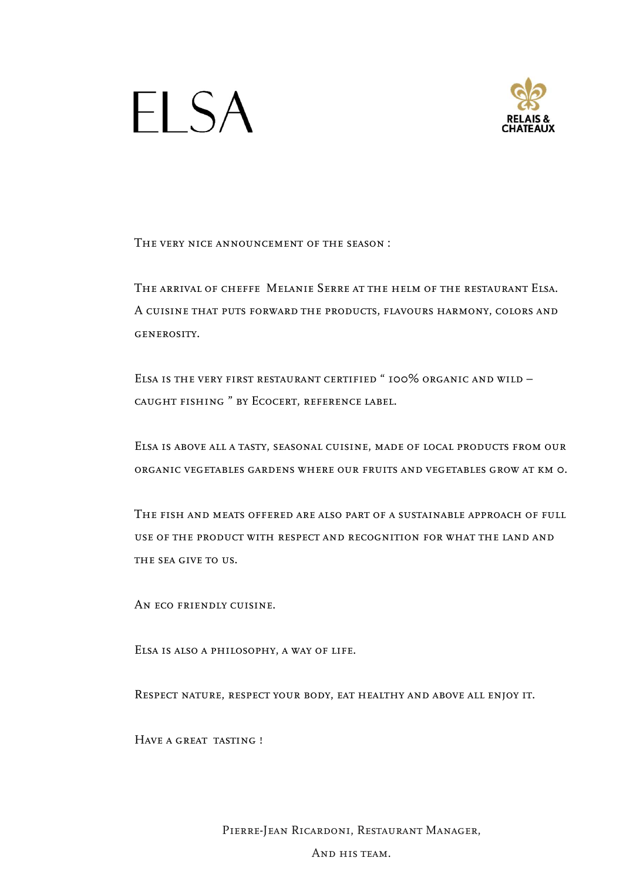# ELSA

RELAIS & CHATEAUX

The very nice announcement of the season :

The arrival of cheffe  Melanie Serre at the helm of the restaurant Elsa. A cuisine that puts forward the products, flavours harmony, colors and generosity.

Elsa is the very first restaurant certified “ 100% organic and wild – caught fishing ” by Ecocert, reference label.

Elsa is above all a tasty, seasonal cuisine, made of local products from our organic vegetables gardens where our fruits and vegetables grow at km 0.

The fish and meats offered are also part of a sustainable approach of full use of the product with respect and recognition for what the land and the sea give to us.

An eco friendly cuisine.

Elsa is also a philosophy, a way of life.

Respect nature, respect your body, eat healthy and above all enjoy it.

Have a great  tasting !

Pierre-Jean Ricardoni, Restaurant Manager,

And his team.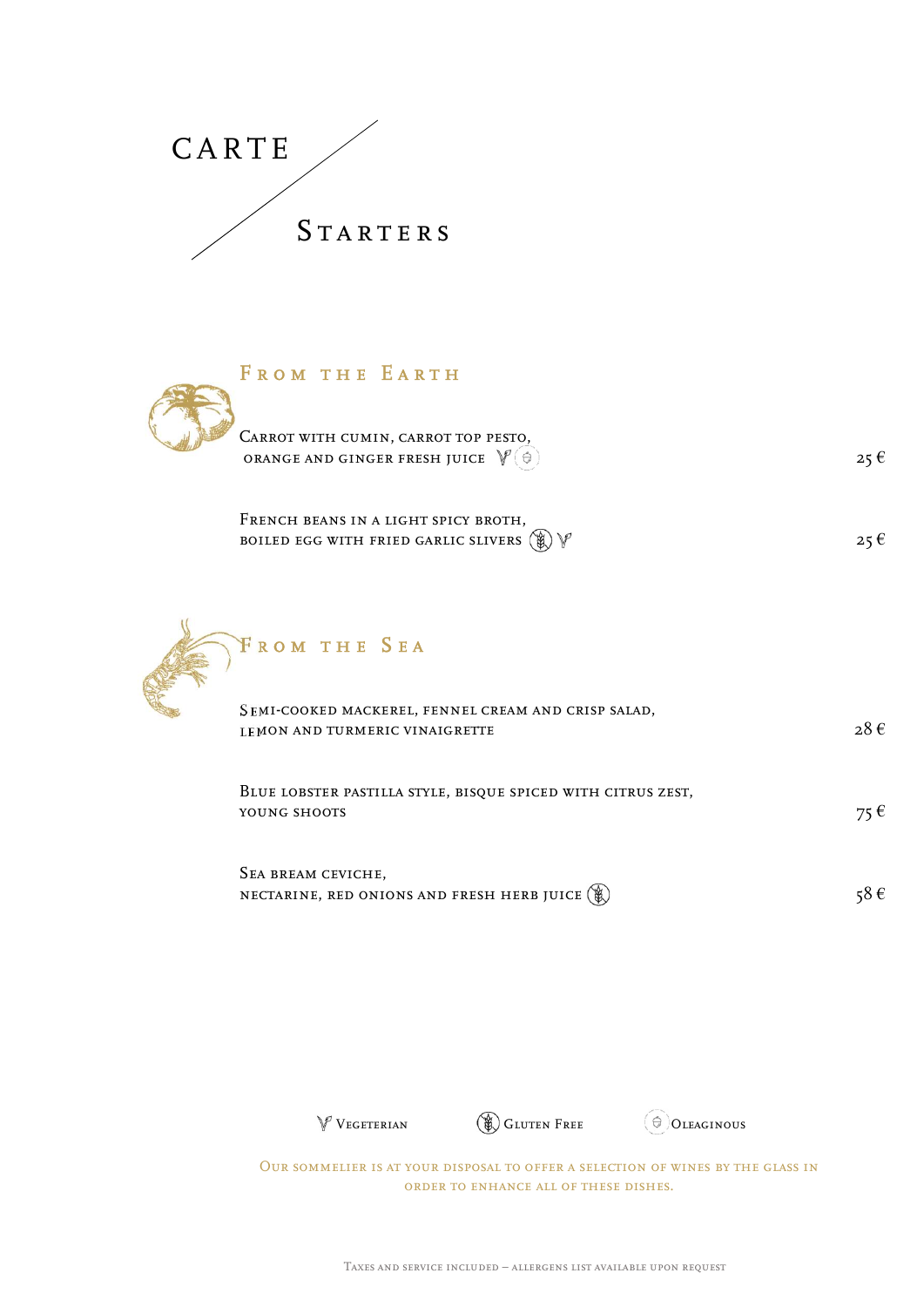# CARTE

## Starters

### From the Earth

Carrot with cumin, carrot top pesto, orange and ginger fresh juice (Vegetarian) (Oleaginous) — 25 €

French beans in a light spicy broth, boiled egg with fried garlic slivers (Gluten Free) (Vegetarian) — 25 €

### From the Sea

Semi-cooked mackerel, fennel cream and crisp salad, lemon and turmeric vinaigrette — 28 €

Blue lobster pastilla style, bisque spiced with citrus zest, young shoots — 75 €

Sea bream ceviche, nectarine, red onions and fresh herb juice (Gluten Free) — 58 €

Vegetarian | Gluten Free | Oleaginous

Our sommelier is at your disposal to offer a selection of wines by the glass in order to enhance all of these dishes.

Taxes and service included – allergens list available upon request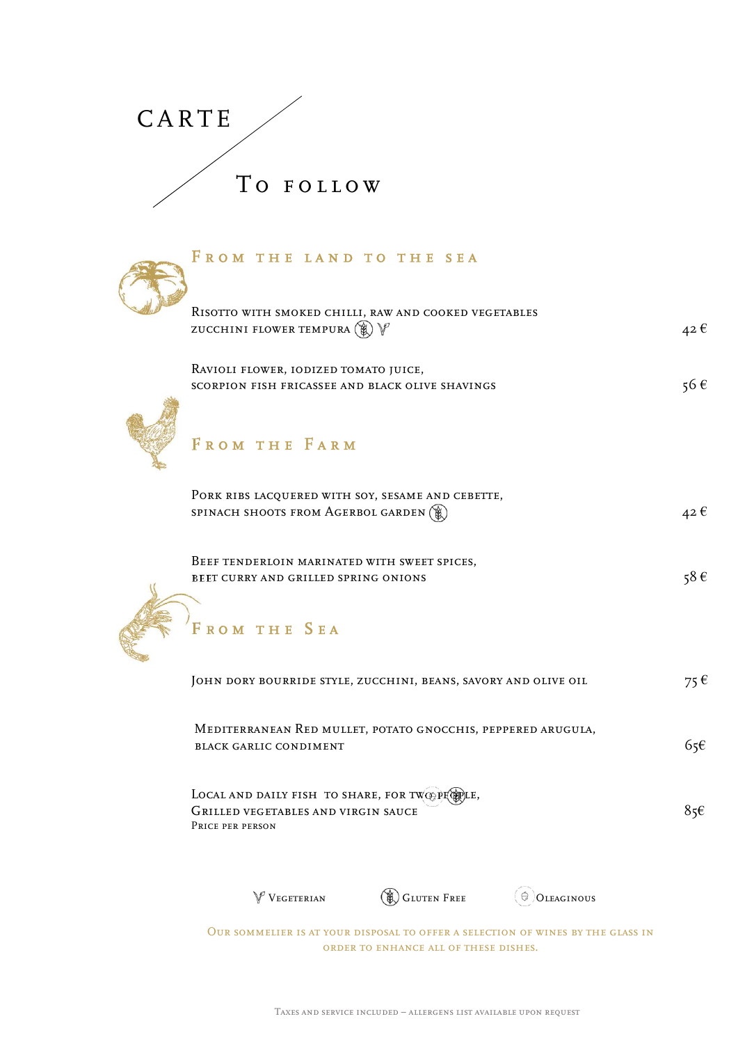# CARTE

## To follow

### From the land to the sea

Risotto with smoked chilli, raw and cooked vegetables zucchini flower tempura (Gluten Free) (Vegetarian) — 42 €

Ravioli flower, iodized tomato juice, scorpion fish fricassee and black olive shavings — 56 €

### From the Farm

Pork ribs lacquered with soy, sesame and cebette, spinach shoots from Agerbol garden (Gluten Free) — 42 €

Beef tenderloin marinated with sweet spices, beet curry and grilled spring onions — 58 €

### From the Sea

John dory bourride style, zucchini, beans, savory and olive oil — 75 €

Mediterranean Red mullet, potato gnocchis, peppered arugula, black garlic condiment — 65€

Local and daily fish to share, for two people, (Oleaginous) (Gluten Free) Grilled vegetables and virgin sauce
Price per person — 85€

Vegetarian — Gluten Free — Oleaginous

Our sommelier is at your disposal to offer a selection of wines by the glass in order to enhance all of these dishes.

Taxes and service included – allergens list available upon request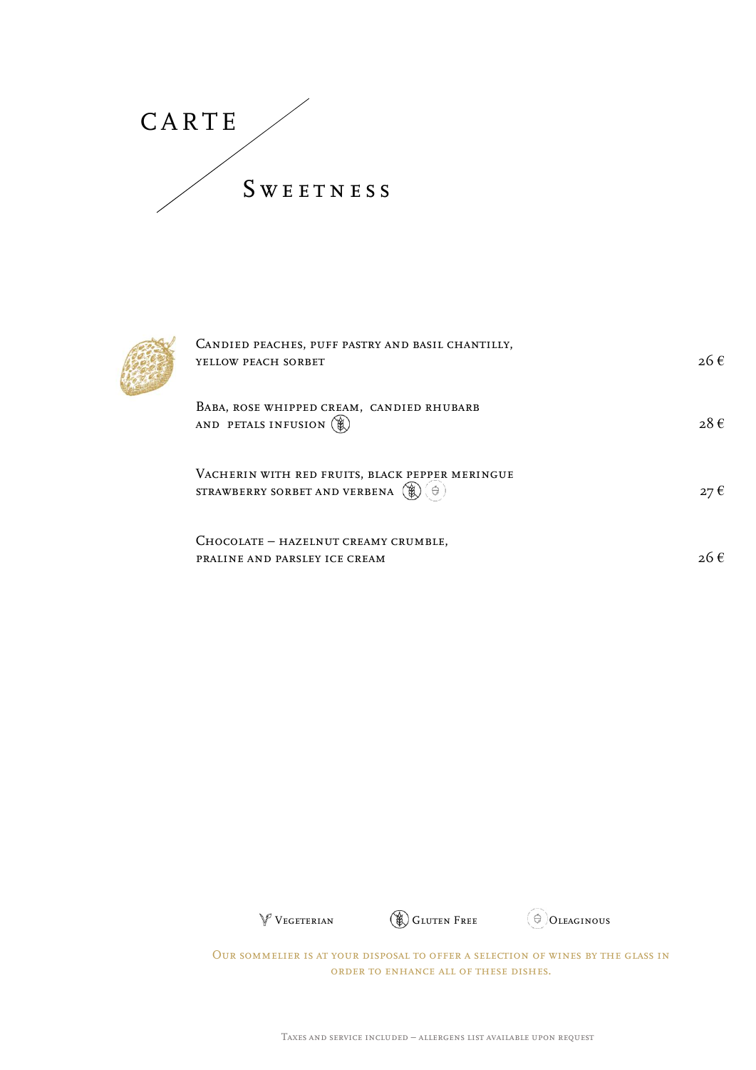# CARTE

## Sweetness

| Dish | Price |
|---|---|
| Candied peaches, puff pastry and basil chantilly, yellow peach sorbet | 26 € |
| Baba, rose whipped cream, candied rhubarb and petals infusion (Gluten Free) | 28 € |
| Vacherin with red fruits, black pepper meringue strawberry sorbet and verbena (Gluten Free) (Oleaginous) | 27 € |
| Chocolate – hazelnut creamy crumble, praline and parsley ice cream | 26 € |

Vegetarian — Gluten Free — Oleaginous

Our sommelier is at your disposal to offer a selection of wines by the glass in order to enhance all of these dishes.

Taxes and service included – allergens list available upon request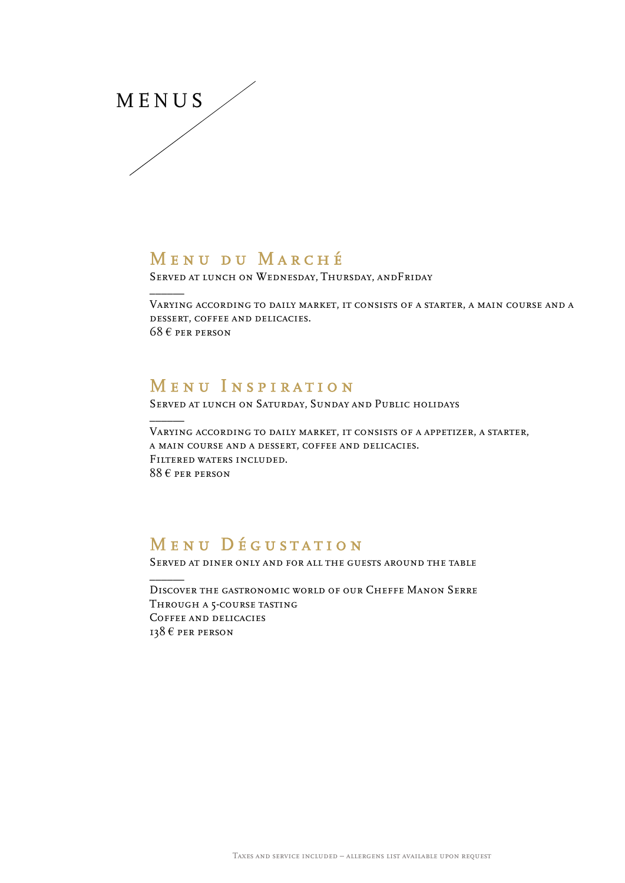# MENUS

## Menu du Marché

Served at lunch on Wednesday, Thursday, andFriday

---

Varying according to daily market, it consists of a starter, a main course and a dessert, coffee and delicacies.
68 € per person

## Menu Inspiration

Served at lunch on Saturday, Sunday and Public holidays

---

Varying according to daily market, it consists of a appetizer, a starter, a main course and a dessert, coffee and delicacies.
Filtered waters included.
88 € per person

## Menu Dégustation

Served at diner only and for all the guests around the table

---

Discover the gastronomic world of our Cheffe Manon Serre
Through a 5-course tasting
Coffee and delicacies
138 € per person

Taxes and service included – allergens list available upon request